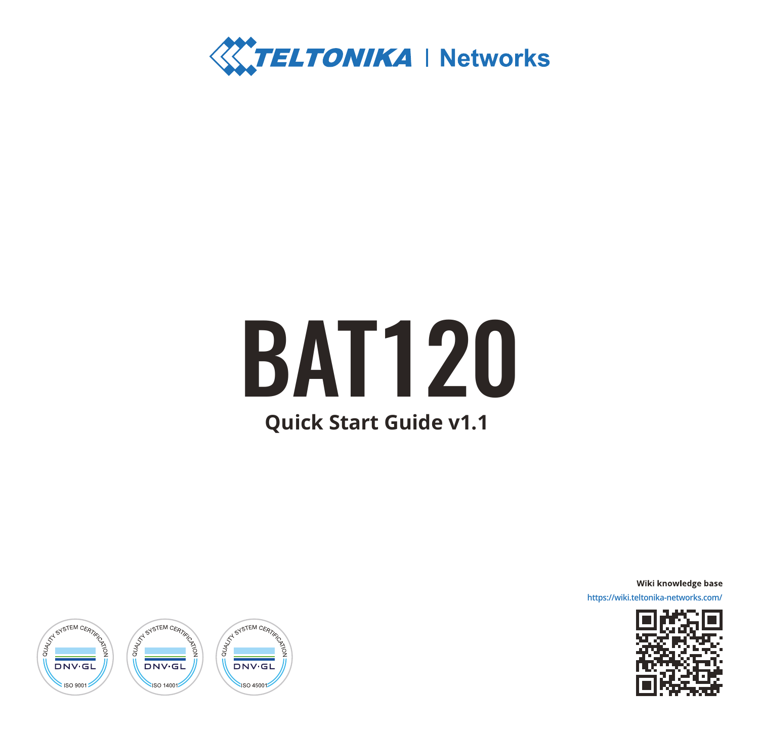TELTONIKA | Networks

# BAT120

## Quick Start Guide v1.1

**Wiki knowledge base**

https://wiki.teltonika-networks.com/

QUALITY SYSTEM CERTIFICATION DNV·GL ISO 9001

QUALITY SYSTEM CERTIFICATION DNV·GL ISO 14001

QUALITY SYSTEM CERTIFICATION DNV·GL ISO 45001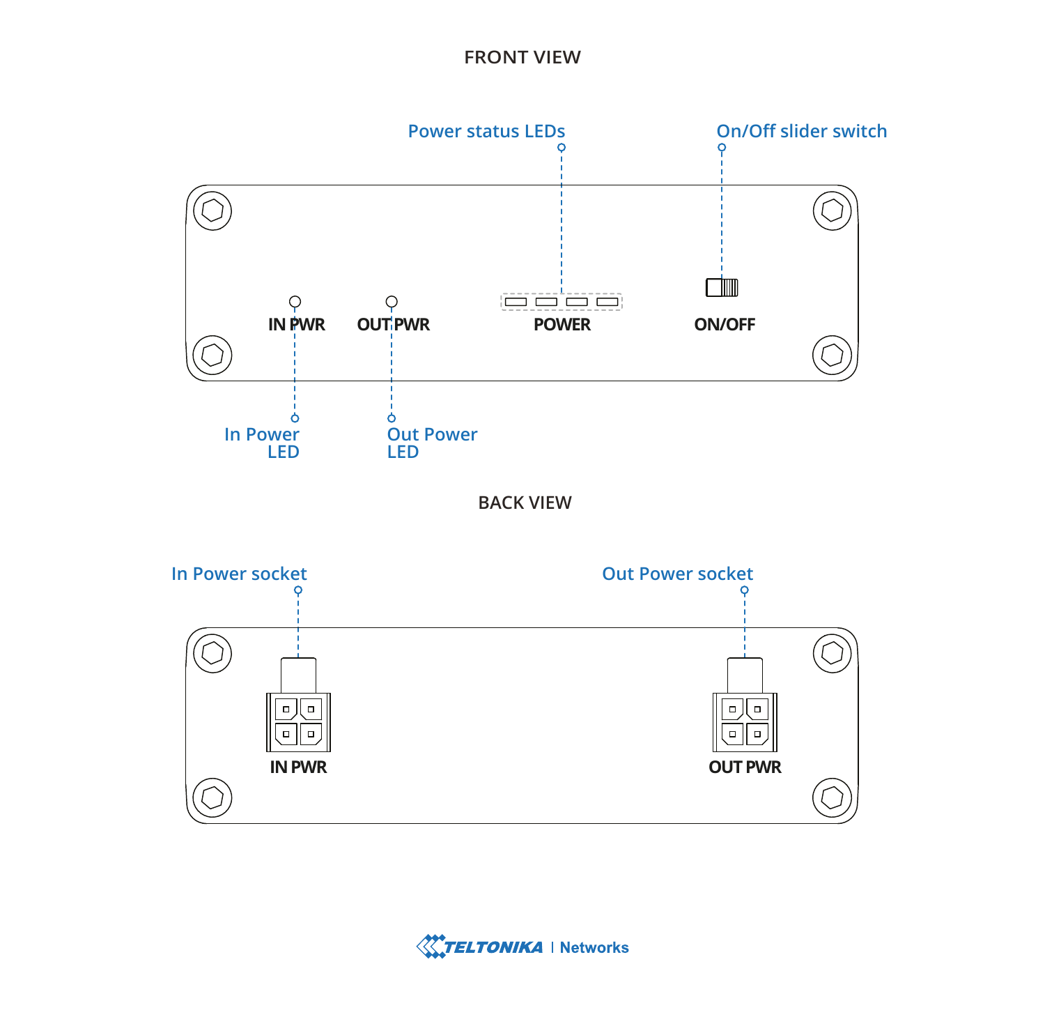FRONT VIEW

Power status LEDs

On/Off slider switch

IN PWR

OUT PWR

POWER

ON/OFF

In Power LED

Out Power LED

BACK VIEW

In Power socket

Out Power socket

IN PWR

OUT PWR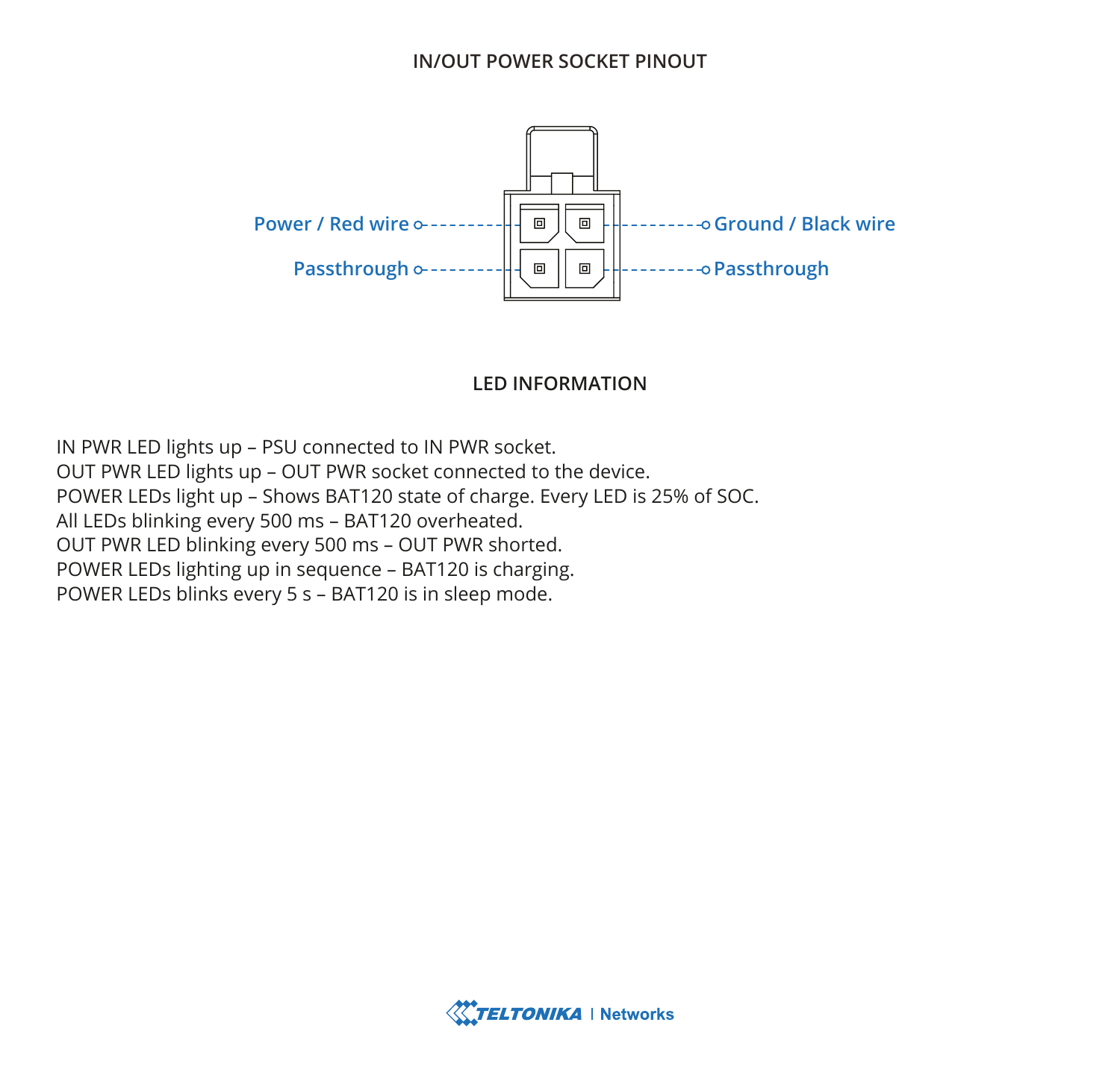## IN/OUT POWER SOCKET PINOUT

Power / Red wire

Ground / Black wire

Passthrough

Passthrough

## LED INFORMATION

IN PWR LED lights up – PSU connected to IN PWR socket.
OUT PWR LED lights up – OUT PWR socket connected to the device.
POWER LEDs light up – Shows BAT120 state of charge. Every LED is 25% of SOC.
All LEDs blinking every 500 ms – BAT120 overheated.
OUT PWR LED blinking every 500 ms – OUT PWR shorted.
POWER LEDs lighting up in sequence – BAT120 is charging.
POWER LEDs blinks every 5 s – BAT120 is in sleep mode.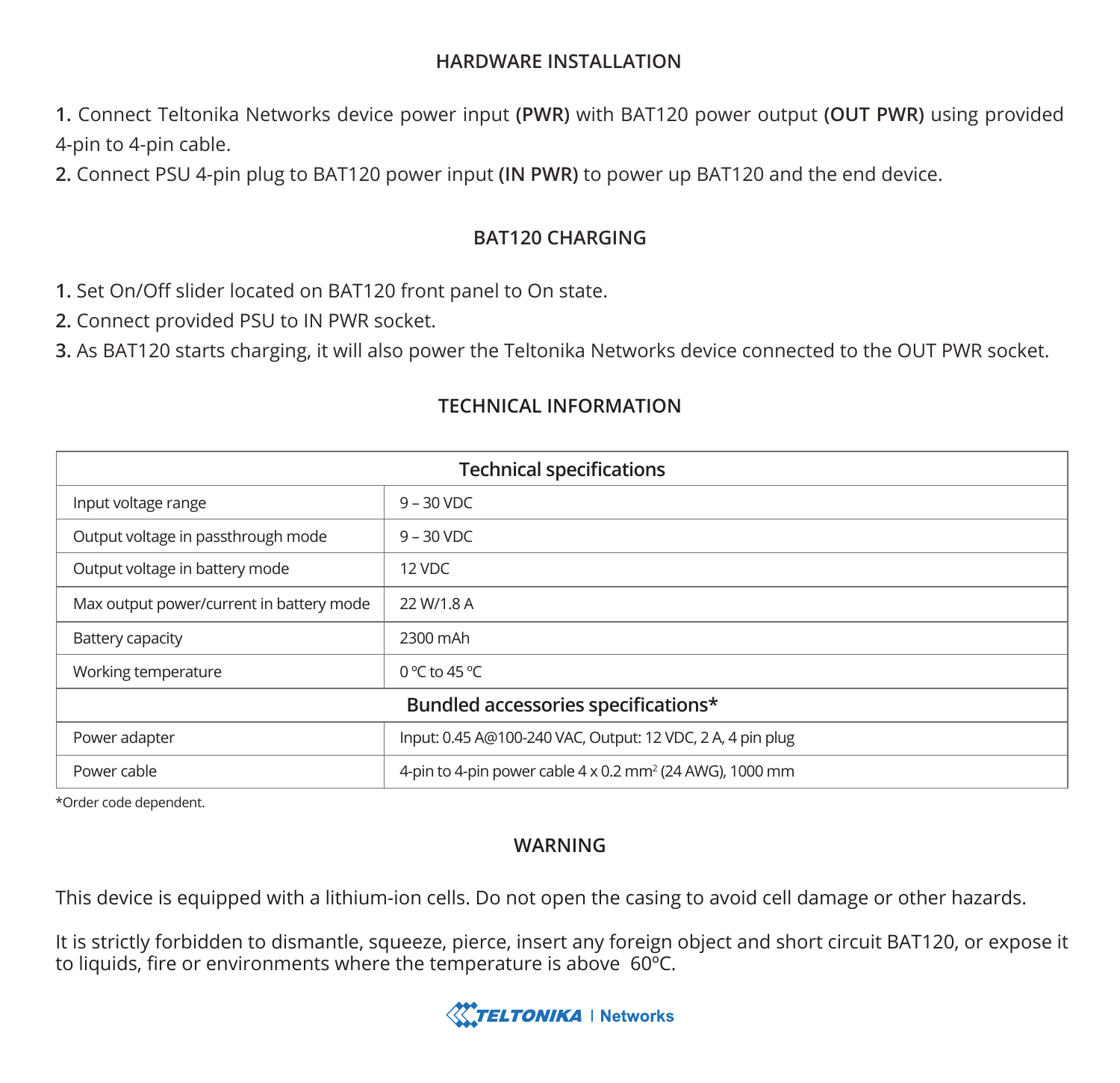## HARDWARE INSTALLATION

**1.** Connect Teltonika Networks device power input **(PWR)** with BAT120 power output **(OUT PWR)** using provided 4-pin to 4-pin cable.
**2.** Connect PSU 4-pin plug to BAT120 power input **(IN PWR)** to power up BAT120 and the end device.

## BAT120 CHARGING

**1.** Set On/Off slider located on BAT120 front panel to On state.
**2.** Connect provided PSU to IN PWR socket.
**3.** As BAT120 starts charging, it will also power the Teltonika Networks device connected to the OUT PWR socket.

## TECHNICAL INFORMATION

| Technical specifications | |
|---|---|
| Input voltage range | 9 – 30 VDC |
| Output voltage in passthrough mode | 9 – 30 VDC |
| Output voltage in battery mode | 12 VDC |
| Max output power/current in battery mode | 22 W/1.8 A |
| Battery capacity | 2300 mAh |
| Working temperature | 0 ºC to 45 ºC |
| **Bundled accessories specifications*** | |
| Power adapter | Input: 0.45 A@100-240 VAC, Output: 12 VDC, 2 A, 4 pin plug |
| Power cable | 4-pin to 4-pin power cable 4 x 0.2 $mm^2$ (24 AWG), 1000 mm |

*Order code dependent.

## WARNING

This device is equipped with a lithium-ion cells. Do not open the casing to avoid cell damage or other hazards.

It is strictly forbidden to dismantle, squeeze, pierce, insert any foreign object and short circuit BAT120, or expose it to liquids, fire or environments where the temperature is above 60ºC.

TELTONIKA | Networks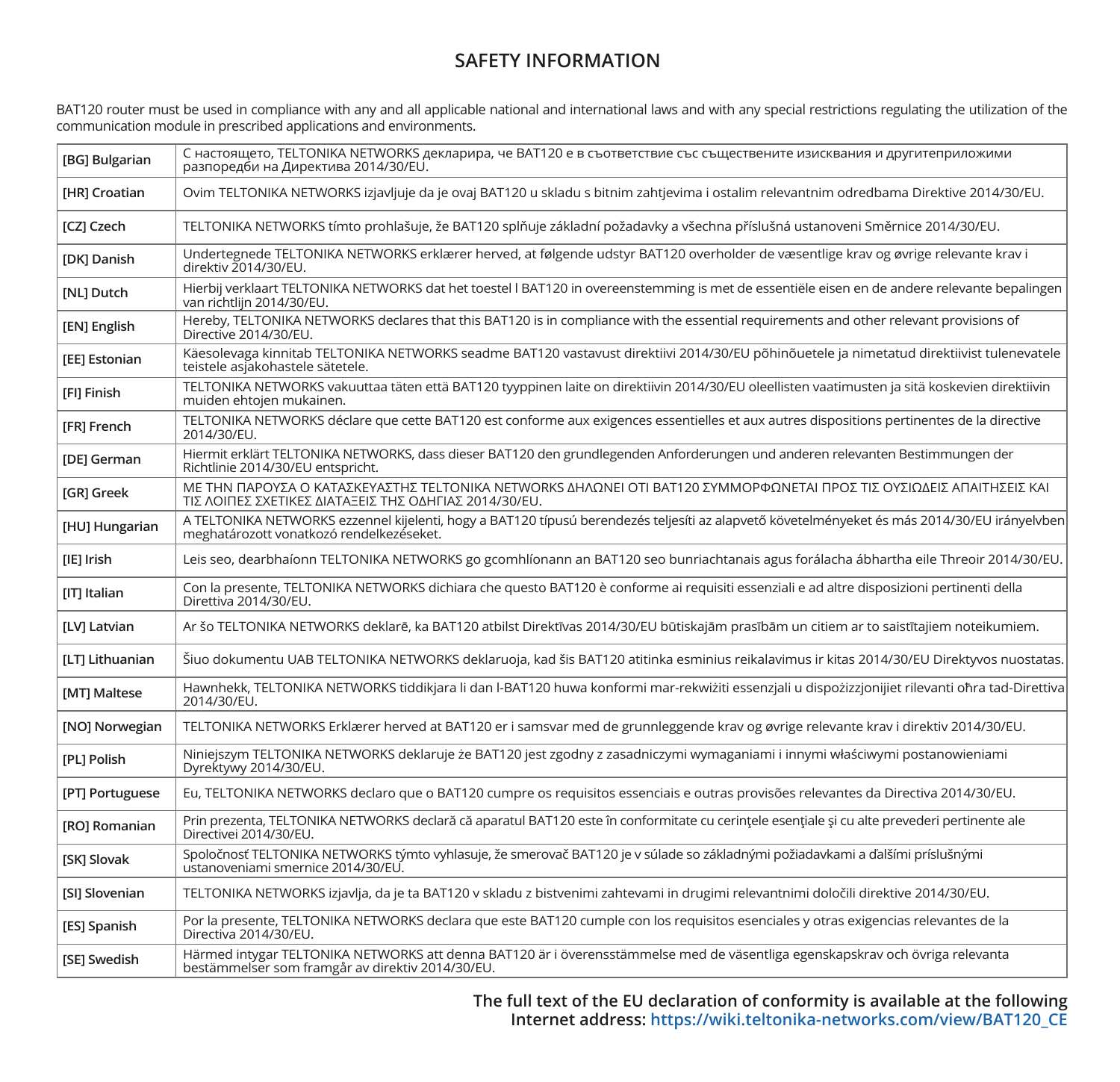# SAFETY INFORMATION

BAT120 router must be used in compliance with any and all applicable national and international laws and with any special restrictions regulating the utilization of the communication module in prescribed applications and environments.

| | |
|---|---|
| **[BG] Bulgarian** | С настоящето, TELTONIKA NETWORKS декларира, че BAT120 е в съответствие със съществените изисквания и другитеприложими разпоредби на Директива 2014/30/EU. |
| **[HR] Croatian** | Ovim TELTONIKA NETWORKS izjavljuje da je ovaj BAT120 u skladu s bitnim zahtjevima i ostalim relevantnim odredbama Direktive 2014/30/EU. |
| **[CZ] Czech** | TELTONIKA NETWORKS tímto prohlašuje, že BAT120 splňuje základní požadavky a všechna příslušná ustanoveni Směrnice 2014/30/EU. |
| **[DK] Danish** | Undertegnede TELTONIKA NETWORKS erklærer herved, at følgende udstyr BAT120 overholder de væsentlige krav og øvrige relevante krav i direktiv 2014/30/EU. |
| **[NL] Dutch** | Hierbij verklaart TELTONIKA NETWORKS dat het toestel l BAT120 in overeenstemming is met de essentiële eisen en de andere relevante bepalingen van richtlijn 2014/30/EU. |
| **[EN] English** | Hereby, TELTONIKA NETWORKS declares that this BAT120 is in compliance with the essential requirements and other relevant provisions of Directive 2014/30/EU. |
| **[EE] Estonian** | Käesolevaga kinnitab TELTONIKA NETWORKS seadme BAT120 vastavust direktiivi 2014/30/EU põhinõuetele ja nimetatud direktiivist tulenevatele teistele asjakohastele sätetele. |
| **[FI] Finish** | TELTONIKA NETWORKS vakuuttaa täten että BAT120 tyyppinen laite on direktiivin 2014/30/EU oleellisten vaatimusten ja sitä koskevien direktiivin muiden ehtojen mukainen. |
| **[FR] French** | TELTONIKA NETWORKS déclare que cette BAT120 est conforme aux exigences essentielles et aux autres dispositions pertinentes de la directive 2014/30/EU. |
| **[DE] German** | Hiermit erklärt TELTONIKA NETWORKS, dass dieser BAT120 den grundlegenden Anforderungen und anderen relevanten Bestimmungen der Richtlinie 2014/30/EU entspricht. |
| **[GR] Greek** | ΜΕ ΤΗΝ ΠΑΡΟΥΣΑ Ο ΚΑΤΑΣΚΕΥΑΣΤΗΣ TELTONIKA NETWORKS ΔΗΛΩΝΕΙ ΟΤΙ BAT120 ΣΥΜΜΟΡΦΩΝΕΤΑΙ ΠΡΟΣ ΤΙΣ ΟΥΣΙΩΔΕΙΣ ΑΠΑΙΤΗΣΕΙΣ ΚΑΙ ΤΙΣ ΛΟΙΠΕΣ ΣΧΕΤΙΚΕΣ ΔΙΑΤΑΞΕΙΣ ΤΗΣ ΟΔΗΓΙΑΣ 2014/30/EU. |
| **[HU] Hungarian** | A TELTONIKA NETWORKS ezzennel kijelenti, hogy a BAT120 típusú berendezés teljesíti az alapvető követelményeket és más 2014/30/EU irányelvben meghatározott vonatkozó rendelkezéseket. |
| **[IE] Irish** | Leis seo, dearbhaíonn TELTONIKA NETWORKS go gcomhlíonann an BAT120 seo bunriachtanais agus forálacha ábhartha eile Threoir 2014/30/EU. |
| **[IT] Italian** | Con la presente, TELTONIKA NETWORKS dichiara che questo BAT120 è conforme ai requisiti essenziali e ad altre disposizioni pertinenti della Direttiva 2014/30/EU. |
| **[LV] Latvian** | Ar šo TELTONIKA NETWORKS deklarē, ka BAT120 atbilst Direktīvas 2014/30/EU būtiskajām prasībām un citiem ar to saistītajiem noteikumiem. |
| **[LT] Lithuanian** | Šiuo dokumentu UAB TELTONIKA NETWORKS deklaruoja, kad šis BAT120 atitinka esminius reikalavimus ir kitas 2014/30/EU Direktyvos nuostatas. |
| **[MT] Maltese** | Hawnhekk, TELTONIKA NETWORKS tiddikjara li dan l-BAT120 huwa konformi mar-rekwiżiti essenzjali u dispożizzjonijiet rilevanti oħra tad-Direttiva 2014/30/EU. |
| **[NO] Norwegian** | TELTONIKA NETWORKS Erklærer herved at BAT120 er i samsvar med de grunnleggende krav og øvrige relevante krav i direktiv 2014/30/EU. |
| **[PL] Polish** | Niniejszym TELTONIKA NETWORKS deklaruje że BAT120 jest zgodny z zasadniczymi wymaganiami i innymi właściwymi postanowieniami Dyrektywy 2014/30/EU. |
| **[PT] Portuguese** | Eu, TELTONIKA NETWORKS declaro que o BAT120 cumpre os requisitos essenciais e outras provisões relevantes da Directiva 2014/30/EU. |
| **[RO] Romanian** | Prin prezenta, TELTONIKA NETWORKS declară că aparatul BAT120 este în conformitate cu cerinţele esenţiale şi cu alte prevederi pertinente ale Directivei 2014/30/EU. |
| **[SK] Slovak** | Spoločnosť TELTONIKA NETWORKS týmto vyhlasuje, že smerovač BAT120 je v súlade so základnými požiadavkami a ďalšími príslušnými ustanoveniami smernice 2014/30/EU. |
| **[SI] Slovenian** | TELTONIKA NETWORKS izjavlja, da je ta BAT120 v skladu z bistvenimi zahtevami in drugimi relevantnimi določili direktive 2014/30/EU. |
| **[ES] Spanish** | Por la presente, TELTONIKA NETWORKS declara que este BAT120 cumple con los requisitos esenciales y otras exigencias relevantes de la Directiva 2014/30/EU. |
| **[SE] Swedish** | Härmed intygar TELTONIKA NETWORKS att denna BAT120 är i överensstämmelse med de väsentliga egenskapskrav och övriga relevanta bestämmelser som framgår av direktiv 2014/30/EU. |

**The full text of the EU declaration of conformity is available at the following Internet address: https://wiki.teltonika-networks.com/view/BAT120_CE**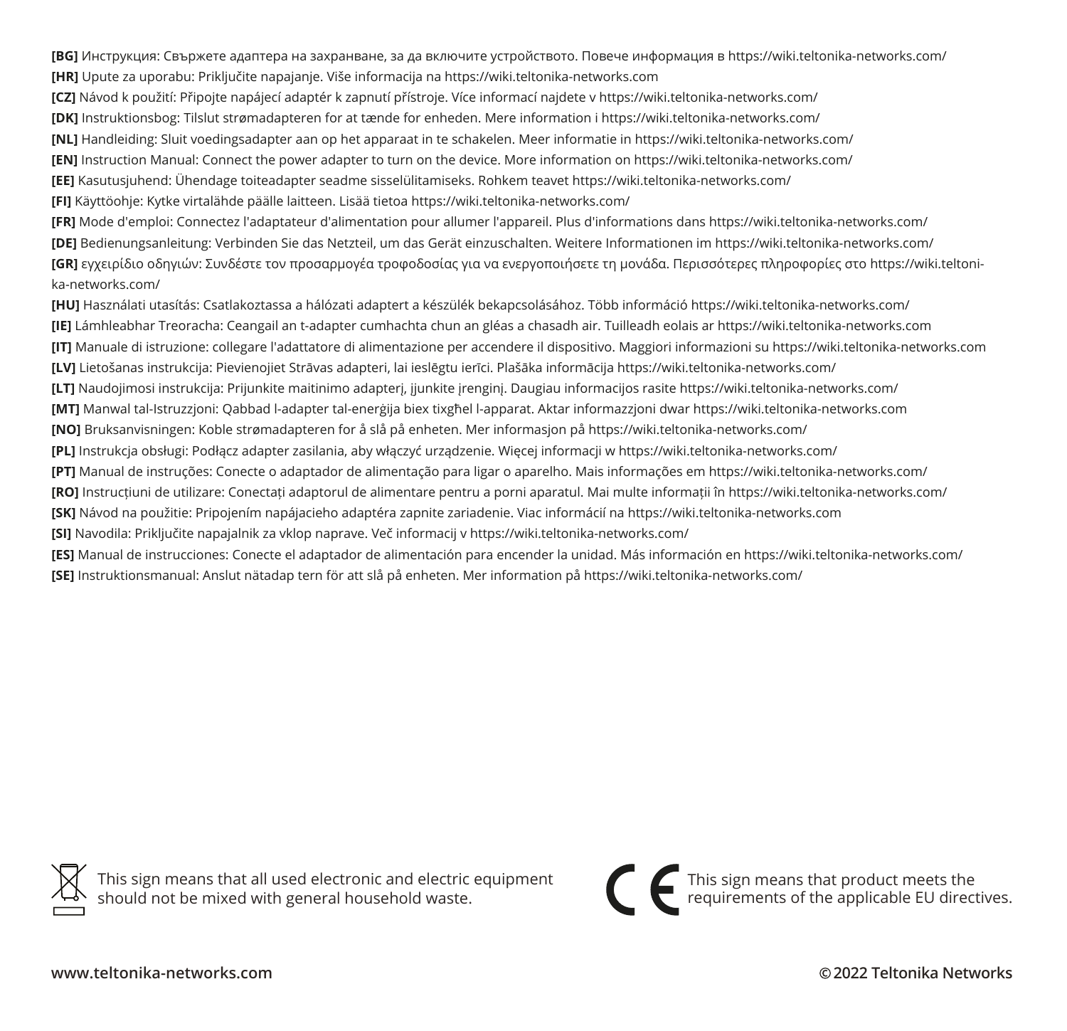**[BG]** Инструкция: Свържете адаптера на захранване, за да включите устройството. Повече информация в https://wiki.teltonika-networks.com/

**[HR]** Upute za uporabu: Priključite napajanje. Više informacija na https://wiki.teltonika-networks.com

**[CZ]** Návod k použití: Připojte napájecí adaptér k zapnutí přístroje. Více informací najdete v https://wiki.teltonika-networks.com/

**[DK]** Instruktionsbog: Tilslut strømadapteren for at tænde for enheden. Mere information i https://wiki.teltonika-networks.com/

**[NL]** Handleiding: Sluit voedingsadapter aan op het apparaat in te schakelen. Meer informatie in https://wiki.teltonika-networks.com/

**[EN]** Instruction Manual: Connect the power adapter to turn on the device. More information on https://wiki.teltonika-networks.com/

**[EE]** Kasutusjuhend: Ühendage toiteadapter seadme sisselülitamiseks. Rohkem teavet https://wiki.teltonika-networks.com/

**[FI]** Käyttöohje: Kytke virtalähde päälle laitteen. Lisää tietoa https://wiki.teltonika-networks.com/

**[FR]** Mode d'emploi: Connectez l'adaptateur d'alimentation pour allumer l'appareil. Plus d'informations dans https://wiki.teltonika-networks.com/

**[DE]** Bedienungsanleitung: Verbinden Sie das Netzteil, um das Gerät einzuschalten. Weitere Informationen im https://wiki.teltonika-networks.com/

**[GR]** εγχειρίδιο οδηγιών: Συνδέστε τον προσαρμογέα τροφοδοσίας για να ενεργοποιήσετε τη μονάδα. Περισσότερες πληροφορίες στο https://wiki.teltonika-networks.com/

**[HU]** Használati utasítás: Csatlakoztassa a hálózati adaptert a készülék bekapcsolásához. Több információ https://wiki.teltonika-networks.com/

**[IE]** Lámhleabhar Treoracha: Ceangail an t-adapter cumhachta chun an gléas a chasadh air. Tuilleadh eolais ar https://wiki.teltonika-networks.com

**[IT]** Manuale di istruzione: collegare l'adattatore di alimentazione per accendere il dispositivo. Maggiori informazioni su https://wiki.teltonika-networks.com

**[LV]** Lietošanas instrukcija: Pievienojiet Strāvas adapteri, lai ieslēgtu ierīci. Plašāka informācija https://wiki.teltonika-networks.com/

**[LT]** Naudojimosi instrukcija: Prijunkite maitinimo adapterį, įjunkite įrenginį. Daugiau informacijos rasite https://wiki.teltonika-networks.com/

**[MT]** Manwal tal-Istruzzjoni: Qabbad l-adapter tal-enerġija biex tixgħel l-apparat. Aktar informazzjoni dwar https://wiki.teltonika-networks.com

**[NO]** Bruksanvisningen: Koble strømadapteren for å slå på enheten. Mer informasjon på https://wiki.teltonika-networks.com/

**[PL]** Instrukcja obsługi: Podłącz adapter zasilania, aby włączyć urządzenie. Więcej informacji w https://wiki.teltonika-networks.com/

**[PT]** Manual de instruções: Conecte o adaptador de alimentação para ligar o aparelho. Mais informações em https://wiki.teltonika-networks.com/

**[RO]** Instrucțiuni de utilizare: Conectați adaptorul de alimentare pentru a porni aparatul. Mai multe informații în https://wiki.teltonika-networks.com/

**[SK]** Návod na použitie: Pripojením napájacieho adaptéra zapnite zariadenie. Viac informácií na https://wiki.teltonika-networks.com

**[SI]** Navodila: Priključite napajalnik za vklop naprave. Več informacij v https://wiki.teltonika-networks.com/

**[ES]** Manual de instrucciones: Conecte el adaptador de alimentación para encender la unidad. Más información en https://wiki.teltonika-networks.com/

**[SE]** Instruktionsmanual: Anslut nätadap tern för att slå på enheten. Mer information på https://wiki.teltonika-networks.com/

This sign means that all used electronic and electric equipment should not be mixed with general household waste.

This sign means that product meets the requirements of the applicable EU directives.

**www.teltonika-networks.com**

**© 2022 Teltonika Networks**